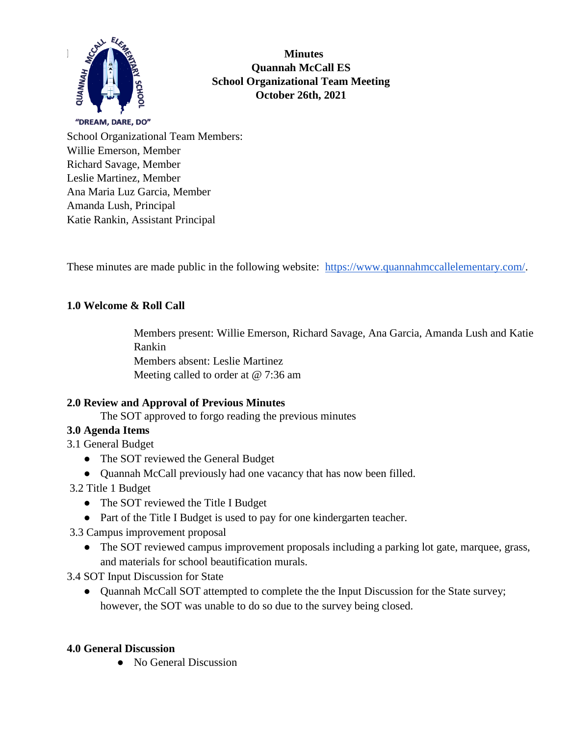"DREAM, DARE, DO"

**Minutes**
**Quannah McCall ES**
**School Organizational Team Meeting**
**October 26th, 2021**

School Organizational Team Members:
Willie Emerson, Member
Richard Savage, Member
Leslie Martinez, Member
Ana Maria Luz Garcia, Member
Amanda Lush, Principal
Katie Rankin, Assistant Principal

These minutes are made public in the following website: [https://www.quannahmccallelementary.com/](https://www.quannahmccallelementary.com/).

## 1.0 Welcome & Roll Call

Members present: Willie Emerson, Richard Savage, Ana Garcia, Amanda Lush and Katie Rankin
Members absent: Leslie Martinez
Meeting called to order at @ 7:36 am

## 2.0 Review and Approval of Previous Minutes

The SOT approved to forgo reading the previous minutes

## 3.0 Agenda Items

3.1 General Budget

- The SOT reviewed the General Budget
- Quannah McCall previously had one vacancy that has now been filled.

3.2 Title 1 Budget

- The SOT reviewed the Title I Budget
- Part of the Title I Budget is used to pay for one kindergarten teacher.

3.3 Campus improvement proposal

- The SOT reviewed campus improvement proposals including a parking lot gate, marquee, grass, and materials for school beautification murals.

3.4 SOT Input Discussion for State

- Quannah McCall SOT attempted to complete the the Input Discussion for the State survey; however, the SOT was unable to do so due to the survey being closed.

## 4.0 General Discussion

- No General Discussion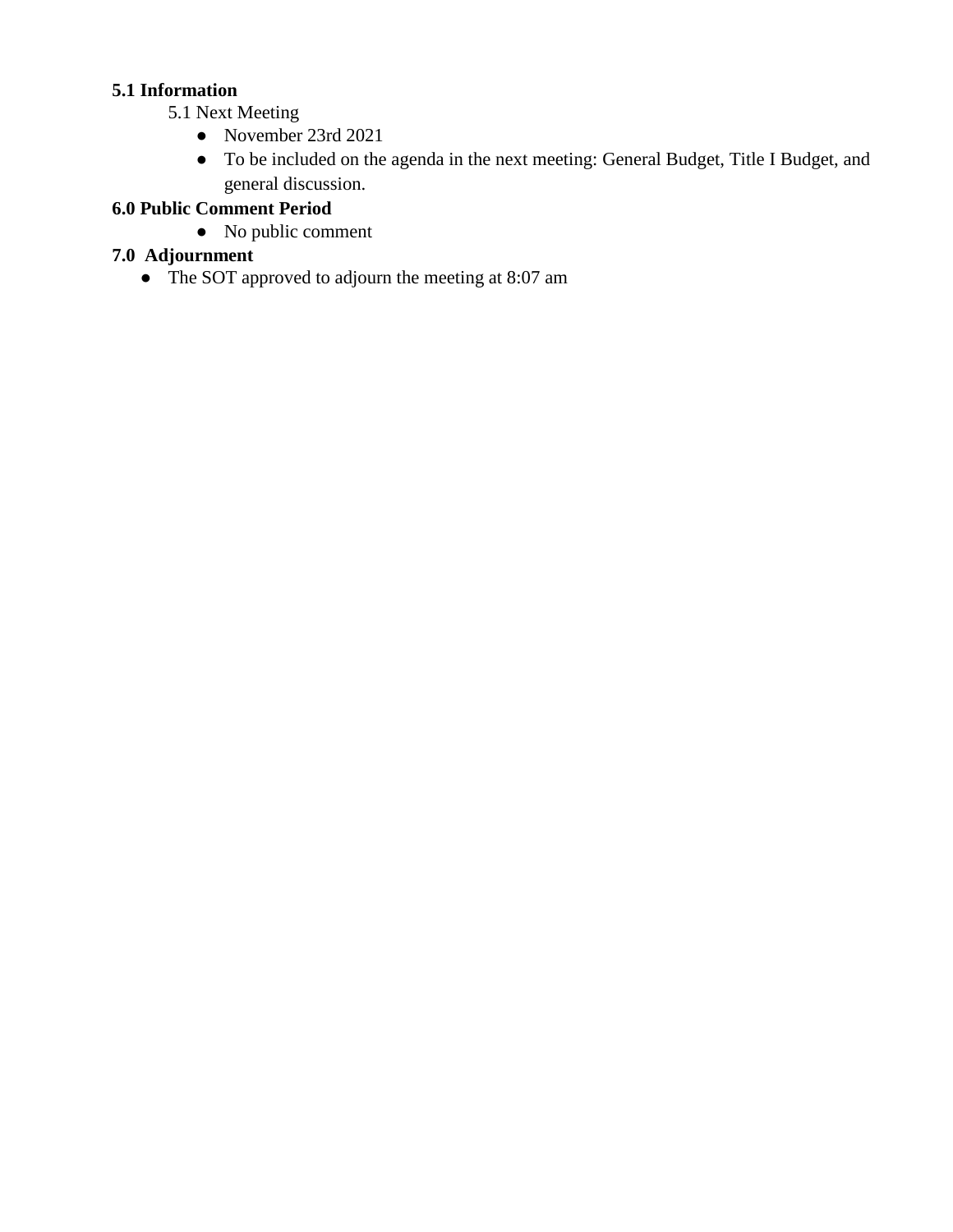**5.1 Information**

5.1 Next Meeting

- November 23rd 2021
- To be included on the agenda in the next meeting: General Budget, Title I Budget, and general discussion.

**6.0 Public Comment Period**

- No public comment

**7.0 Adjournment**

- The SOT approved to adjourn the meeting at 8:07 am